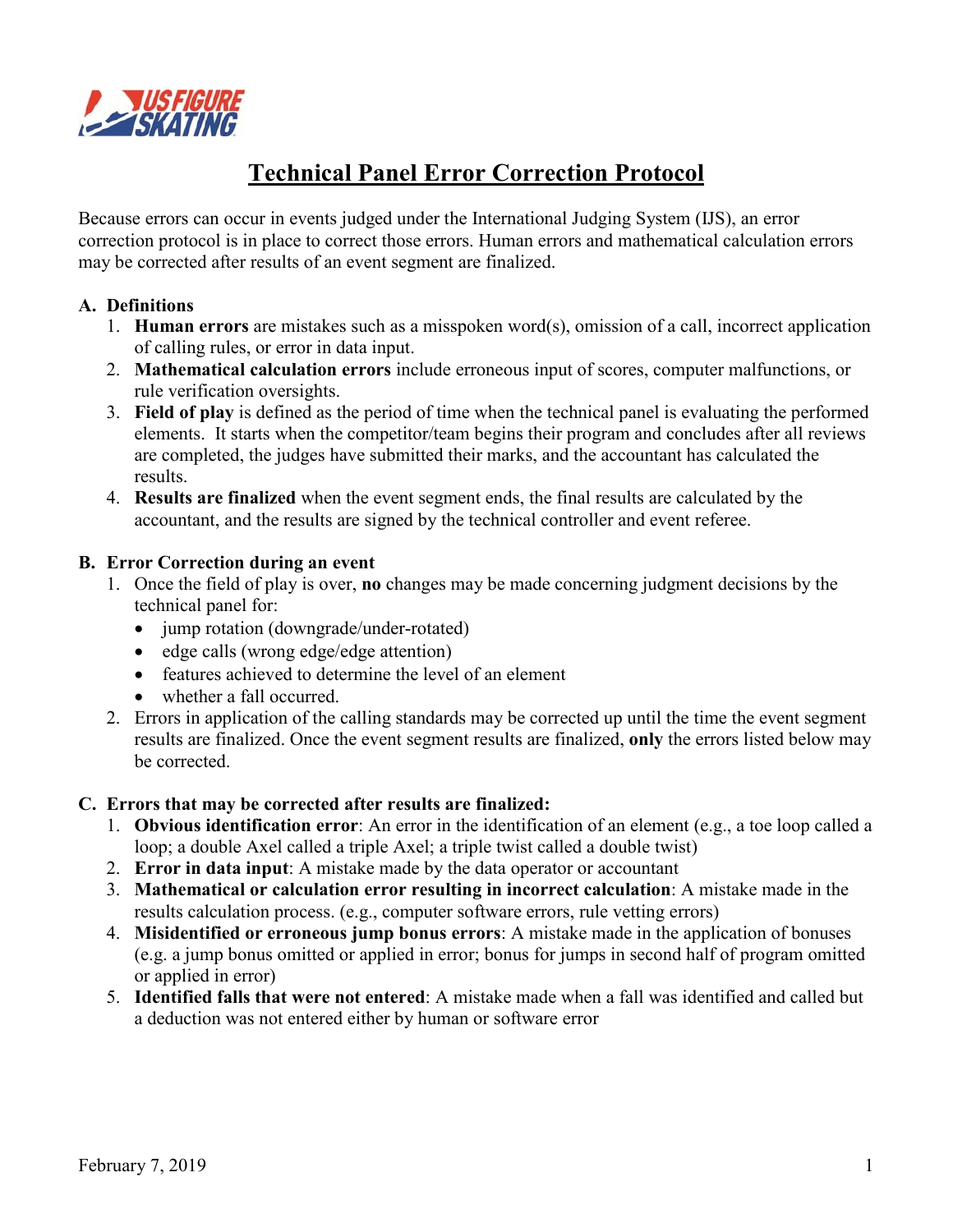# Technical Panel Error Correction Protocol

Because errors can occur in events judged under the International Judging System (IJS), an error correction protocol is in place to correct those errors. Human errors and mathematical calculation errors may be corrected after results of an event segment are finalized.

## A. Definitions

1. **Human errors** are mistakes such as a misspoken word(s), omission of a call, incorrect application of calling rules, or error in data input.
2. **Mathematical calculation errors** include erroneous input of scores, computer malfunctions, or rule verification oversights.
3. **Field of play** is defined as the period of time when the technical panel is evaluating the performed elements. It starts when the competitor/team begins their program and concludes after all reviews are completed, the judges have submitted their marks, and the accountant has calculated the results.
4. **Results are finalized** when the event segment ends, the final results are calculated by the accountant, and the results are signed by the technical controller and event referee.

## B. Error Correction during an event

1. Once the field of play is over, **no** changes may be made concerning judgment decisions by the technical panel for:
   - jump rotation (downgrade/under-rotated)
   - edge calls (wrong edge/edge attention)
   - features achieved to determine the level of an element
   - whether a fall occurred.
2. Errors in application of the calling standards may be corrected up until the time the event segment results are finalized. Once the event segment results are finalized, **only** the errors listed below may be corrected.

## C. Errors that may be corrected after results are finalized:

1. **Obvious identification error**: An error in the identification of an element (e.g., a toe loop called a loop; a double Axel called a triple Axel; a triple twist called a double twist)
2. **Error in data input**: A mistake made by the data operator or accountant
3. **Mathematical or calculation error resulting in incorrect calculation**: A mistake made in the results calculation process. (e.g., computer software errors, rule vetting errors)
4. **Misidentified or erroneous jump bonus errors**: A mistake made in the application of bonuses (e.g. a jump bonus omitted or applied in error; bonus for jumps in second half of program omitted or applied in error)
5. **Identified falls that were not entered**: A mistake made when a fall was identified and called but a deduction was not entered either by human or software error

February 7, 2019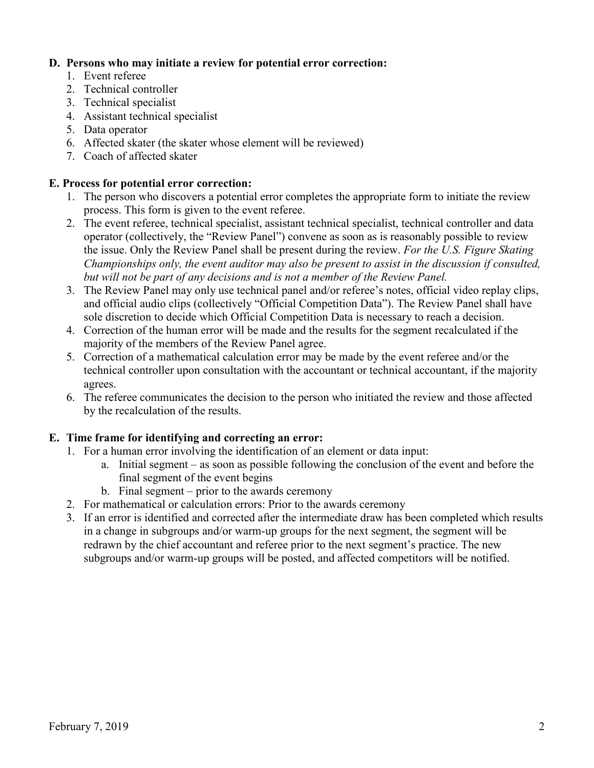**D. Persons who may initiate a review for potential error correction:**

1. Event referee
2. Technical controller
3. Technical specialist
4. Assistant technical specialist
5. Data operator
6. Affected skater (the skater whose element will be reviewed)
7. Coach of affected skater

**E. Process for potential error correction:**

1. The person who discovers a potential error completes the appropriate form to initiate the review process. This form is given to the event referee.
2. The event referee, technical specialist, assistant technical specialist, technical controller and data operator (collectively, the "Review Panel") convene as soon as is reasonably possible to review the issue. Only the Review Panel shall be present during the review. *For the U.S. Figure Skating Championships only, the event auditor may also be present to assist in the discussion if consulted, but will not be part of any decisions and is not a member of the Review Panel.*
3. The Review Panel may only use technical panel and/or referee's notes, official video replay clips, and official audio clips (collectively "Official Competition Data"). The Review Panel shall have sole discretion to decide which Official Competition Data is necessary to reach a decision.
4. Correction of the human error will be made and the results for the segment recalculated if the majority of the members of the Review Panel agree.
5. Correction of a mathematical calculation error may be made by the event referee and/or the technical controller upon consultation with the accountant or technical accountant, if the majority agrees.
6. The referee communicates the decision to the person who initiated the review and those affected by the recalculation of the results.

**E. Time frame for identifying and correcting an error:**

1. For a human error involving the identification of an element or data input:
   a. Initial segment – as soon as possible following the conclusion of the event and before the final segment of the event begins
   b. Final segment – prior to the awards ceremony
2. For mathematical or calculation errors: Prior to the awards ceremony
3. If an error is identified and corrected after the intermediate draw has been completed which results in a change in subgroups and/or warm-up groups for the next segment, the segment will be redrawn by the chief accountant and referee prior to the next segment's practice. The new subgroups and/or warm-up groups will be posted, and affected competitors will be notified.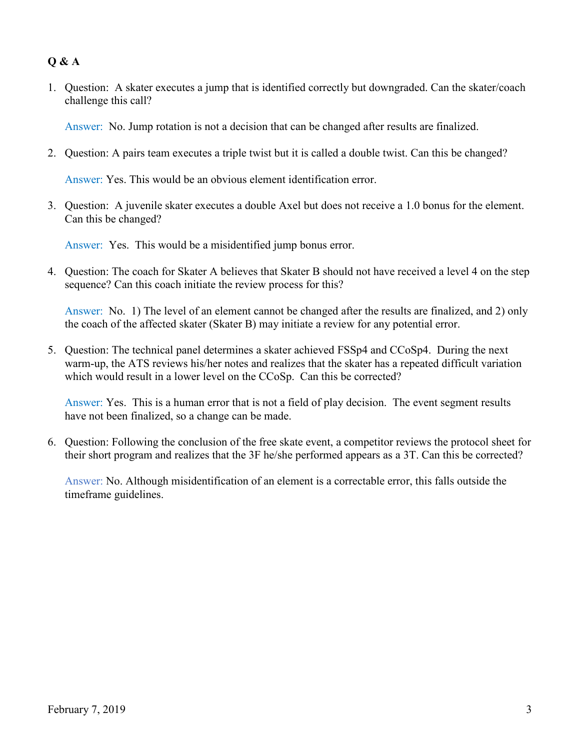**Q & A**

1. Question: A skater executes a jump that is identified correctly but downgraded. Can the skater/coach challenge this call?

   Answer: No. Jump rotation is not a decision that can be changed after results are finalized.

2. Question: A pairs team executes a triple twist but it is called a double twist. Can this be changed?

   Answer: Yes. This would be an obvious element identification error.

3. Question: A juvenile skater executes a double Axel but does not receive a 1.0 bonus for the element. Can this be changed?

   Answer: Yes. This would be a misidentified jump bonus error.

4. Question: The coach for Skater A believes that Skater B should not have received a level 4 on the step sequence? Can this coach initiate the review process for this?

   Answer: No. 1) The level of an element cannot be changed after the results are finalized, and 2) only the coach of the affected skater (Skater B) may initiate a review for any potential error.

5. Question: The technical panel determines a skater achieved FSSp4 and CCoSp4. During the next warm-up, the ATS reviews his/her notes and realizes that the skater has a repeated difficult variation which would result in a lower level on the CCoSp. Can this be corrected?

   Answer: Yes. This is a human error that is not a field of play decision. The event segment results have not been finalized, so a change can be made.

6. Question: Following the conclusion of the free skate event, a competitor reviews the protocol sheet for their short program and realizes that the 3F he/she performed appears as a 3T. Can this be corrected?

   Answer: No. Although misidentification of an element is a correctable error, this falls outside the timeframe guidelines.